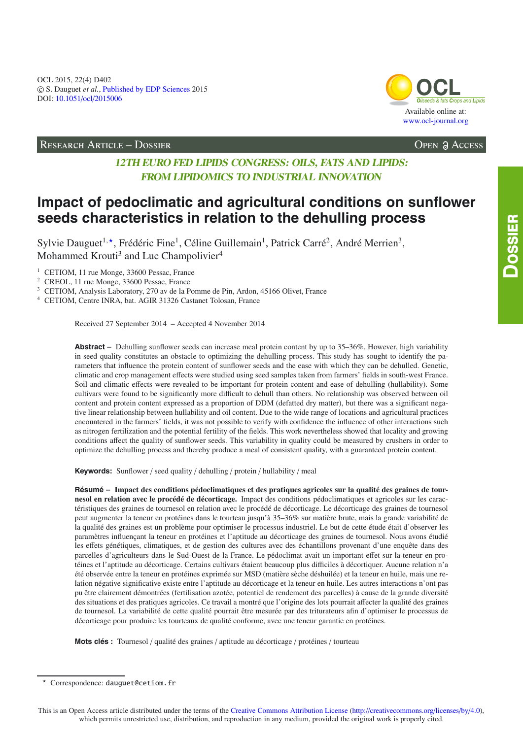Research Article – Dossier

Open Access

*12TH EURO FED LIPIDS CONGRESS: OILS, FATS AND LIPIDS: FROM LIPIDOMICS TO INDUSTRIAL INNOVATION*

# Impact of pedoclimatic and agricultural conditions on sunflower seeds characteristics in relation to the dehulling process

Sylvie Dauguet[1,⋆], Frédéric Fine[1], Céline Guillemain[1], Patrick Carré[2], André Merrien[3], Mohammed Krouti[3] and Luc Champolivier[4]

[1] CETIOM, 11 rue Monge, 33600 Pessac, France
[2] CREOL, 11 rue Monge, 33600 Pessac, France
[3] CETIOM, Analysis Laboratory, 270 av de la Pomme de Pin, Ardon, 45166 Olivet, France
[4] CETIOM, Centre INRA, bat. AGIR 31326 Castanet Tolosan, France

Received 27 September 2014 – Accepted 4 November 2014

**Abstract –** Dehulling sunflower seeds can increase meal protein content by up to 35–36%. However, high variability in seed quality constitutes an obstacle to optimizing the dehulling process. This study has sought to identify the parameters that influence the protein content of sunflower seeds and the ease with which they can be dehulled. Genetic, climatic and crop management effects were studied using seed samples taken from farmers' fields in south-west France. Soil and climatic effects were revealed to be important for protein content and ease of dehulling (hullability). Some cultivars were found to be significantly more difficult to dehull than others. No relationship was observed between oil content and protein content expressed as a proportion of DDM (defatted dry matter), but there was a significant negative linear relationship between hullability and oil content. Due to the wide range of locations and agricultural practices encountered in the farmers' fields, it was not possible to verify with confidence the influence of other interactions such as nitrogen fertilization and the potential fertility of the fields. This work nevertheless showed that locality and growing conditions affect the quality of sunflower seeds. This variability in quality could be measured by crushers in order to optimize the dehulling process and thereby produce a meal of consistent quality, with a guaranteed protein content.

**Keywords:** Sunflower / seed quality / dehulling / protein / hullability / meal

**Résumé – Impact des conditions pédoclimatiques et des pratiques agricoles sur la qualité des graines de tournesol en relation avec le procédé de décorticage.** Impact des conditions pédoclimatiques et agricoles sur les caractéristiques des graines de tournesol en relation avec le procédé de décorticage. Le décorticage des graines de tournesol peut augmenter la teneur en protéines dans le tourteau jusqu'à 35–36% sur matière brute, mais la grande variabilité de la qualité des graines est un problème pour optimiser le processus industriel. Le but de cette étude était d'observer les paramètres influençant la teneur en protéines et l'aptitude au décorticage des graines de tournesol. Nous avons étudié les effets génétiques, climatiques, et de gestion des cultures avec des échantillons provenant d'une enquête dans des parcelles d'agriculteurs dans le Sud-Ouest de la France. Le pédoclimat avait un important effet sur la teneur en protéines et l'aptitude au décorticage. Certains cultivars étaient beaucoup plus difficiles à décortiquer. Aucune relation n'a été observée entre la teneur en protéines exprimée sur MSD (matière sèche déshuilée) et la teneur en huile, mais une relation négative significative existe entre l'aptitude au décorticage et la teneur en huile. Les autres interactions n'ont pas pu être clairement démontrées (fertilisation azotée, potentiel de rendement des parcelles) à cause de la grande diversité des situations et des pratiques agricoles. Ce travail a montré que l'origine des lots pourrait affecter la qualité des graines de tournesol. La variabilité de cette qualité pourrait être mesurée par des triturateurs afin d'optimiser le processus de décorticage pour produire les tourteaux de qualité conforme, avec une teneur garantie en protéines.

**Mots clés :** Tournesol / qualité des graines / aptitude au décorticage / protéines / tourteau

⋆ Correspondence: dauguet@cetiom.fr

This is an Open Access article distributed under the terms of the Creative Commons Attribution License (http://creativecommons.org/licenses/by/4.0), which permits unrestricted use, distribution, and reproduction in any medium, provided the original work is properly cited.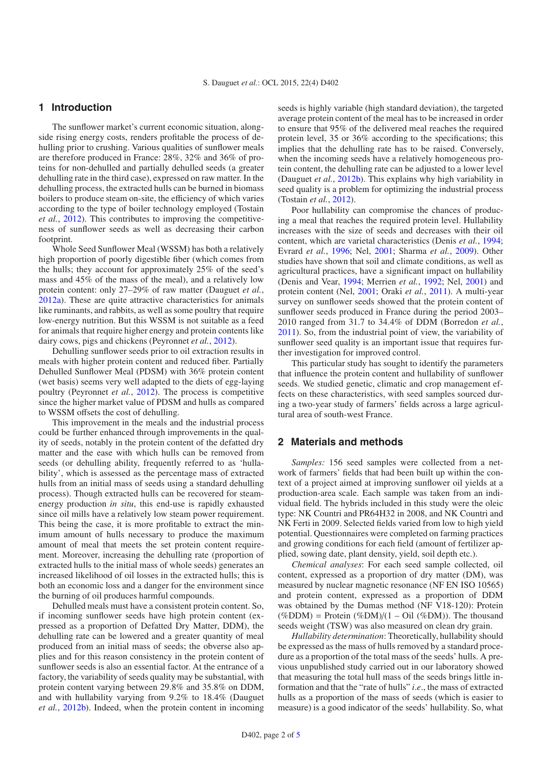## 1 Introduction

The sunflower market's current economic situation, alongside rising energy costs, renders profitable the process of dehulling prior to crushing. Various qualities of sunflower meals are therefore produced in France: 28%, 32% and 36% of proteins for non-dehulled and partially dehulled seeds (a greater dehulling rate in the third case), expressed on raw matter. In the dehulling process, the extracted hulls can be burned in biomass boilers to produce steam on-site, the efficiency of which varies according to the type of boiler technology employed (Tostain *et al.*, 2012). This contributes to improving the competitiveness of sunflower seeds as well as decreasing their carbon footprint.

Whole Seed Sunflower Meal (WSSM) has both a relatively high proportion of poorly digestible fiber (which comes from the hulls; they account for approximately 25% of the seed's mass and 45% of the mass of the meal), and a relatively low protein content: only 27–29% of raw matter (Dauguet *et al.*, 2012a). These are quite attractive characteristics for animals like ruminants, and rabbits, as well as some poultry that require low-energy nutrition. But this WSSM is not suitable as a feed for animals that require higher energy and protein contents like dairy cows, pigs and chickens (Peyronnet *et al.*, 2012).

Dehulling sunflower seeds prior to oil extraction results in meals with higher protein content and reduced fiber. Partially Dehulled Sunflower Meal (PDSM) with 36% protein content (wet basis) seems very well adapted to the diets of egg-laying poultry (Peyronnet *et al.*, 2012). The process is competitive since the higher market value of PDSM and hulls as compared to WSSM offsets the cost of dehulling.

This improvement in the meals and the industrial process could be further enhanced through improvements in the quality of seeds, notably in the protein content of the defatted dry matter and the ease with which hulls can be removed from seeds (or dehulling ability, frequently referred to as 'hullability', which is assessed as the percentage mass of extracted hulls from an initial mass of seeds using a standard dehulling process). Though extracted hulls can be recovered for steam-energy production *in situ*, this end-use is rapidly exhausted since oil mills have a relatively low steam power requirement. This being the case, it is more profitable to extract the minimum amount of hulls necessary to produce the maximum amount of meal that meets the set protein content requirement. Moreover, increasing the dehulling rate (proportion of extracted hulls to the initial mass of whole seeds) generates an increased likelihood of oil losses in the extracted hulls; this is both an economic loss and a danger for the environment since the burning of oil produces harmful compounds.

Dehulled meals must have a consistent protein content. So, if incoming sunflower seeds have high protein content (expressed as a proportion of Defatted Dry Matter, DDM), the dehulling rate can be lowered and a greater quantity of meal produced from an initial mass of seeds; the obverse also applies and for this reason consistency in the protein content of sunflower seeds is also an essential factor. At the entrance of a factory, the variability of seeds quality may be substantial, with protein content varying between 29.8% and 35.8% on DDM, and with hullability varying from 9.2% to 18.4% (Dauguet *et al.*, 2012b). Indeed, when the protein content in incoming seeds is highly variable (high standard deviation), the targeted average protein content of the meal has to be increased in order to ensure that 95% of the delivered meal reaches the required protein level, 35 or 36% according to the specifications; this implies that the dehulling rate has to be raised. Conversely, when the incoming seeds have a relatively homogeneous protein content, the dehulling rate can be adjusted to a lower level (Dauguet *et al.*, 2012b). This explains why high variability in seed quality is a problem for optimizing the industrial process (Tostain *et al.*, 2012).

Poor hullability can compromise the chances of producing a meal that reaches the required protein level. Hullability increases with the size of seeds and decreases with their oil content, which are varietal characteristics (Denis *et al.*, 1994; Evrard *et al.*, 1996; Nel, 2001; Sharma *et al.*, 2009). Other studies have shown that soil and climate conditions, as well as agricultural practices, have a significant impact on hullability (Denis and Vear, 1994; Merrien *et al.*, 1992; Nel, 2001) and protein content (Nel, 2001; Oraki *et al.*, 2011). A multi-year survey on sunflower seeds showed that the protein content of sunflower seeds produced in France during the period 2003–2010 ranged from 31.7 to 34.4% of DDM (Borredon *et al.*, 2011). So, from the industrial point of view, the variability of sunflower seed quality is an important issue that requires further investigation for improved control.

This particular study has sought to identify the parameters that influence the protein content and hullability of sunflower seeds. We studied genetic, climatic and crop management effects on these characteristics, with seed samples sourced during a two-year study of farmers' fields across a large agricultural area of south-west France.

## 2 Materials and methods

*Samples:* 156 seed samples were collected from a network of farmers' fields that had been built up within the context of a project aimed at improving sunflower oil yields at a production-area scale. Each sample was taken from an individual field. The hybrids included in this study were the oleic type: NK Countri and PR64H32 in 2008, and NK Countri and NK Ferti in 2009. Selected fields varied from low to high yield potential. Questionnaires were completed on farming practices and growing conditions for each field (amount of fertilizer applied, sowing date, plant density, yield, soil depth etc.).

*Chemical analyses*: For each seed sample collected, oil content, expressed as a proportion of dry matter (DM), was measured by nuclear magnetic resonance (NF EN ISO 10565) and protein content, expressed as a proportion of DDM was obtained by the Dumas method (NF V18-120): Protein (%DDM) = Protein (%DM)/(1 – Oil (%DM)). The thousand seeds weight (TSW) was also measured on clean dry grain.

*Hullability determination*: Theoretically, hullability should be expressed as the mass of hulls removed by a standard procedure as a proportion of the total mass of the seeds' hulls. A previous unpublished study carried out in our laboratory showed that measuring the total hull mass of the seeds brings little information and that the "rate of hulls" *i.e.*, the mass of extracted hulls as a proportion of the mass of seeds (which is easier to measure) is a good indicator of the seeds' hullability. So, what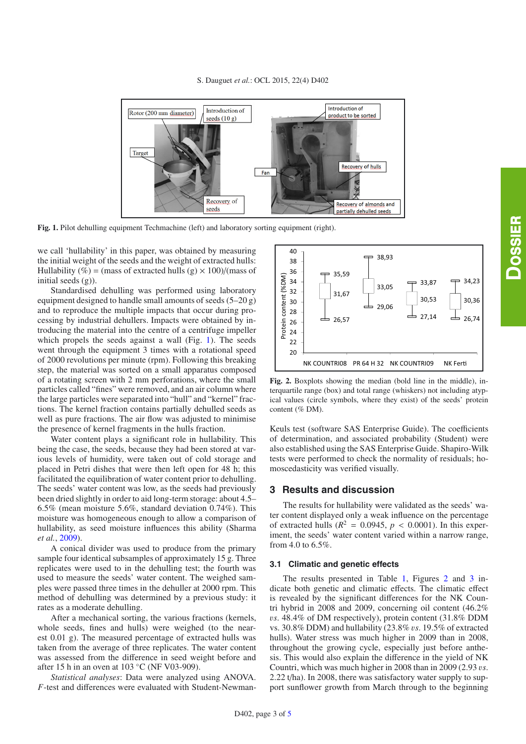Fig. 1. Pilot dehulling equipment Techmachine (left) and laboratory sorting equipment (right).

we call 'hullability' in this paper, was obtained by measuring the initial weight of the seeds and the weight of extracted hulls: Hullability (%) = (mass of extracted hulls (g) × 100)/(mass of initial seeds (g)).

Standardised dehulling was performed using laboratory equipment designed to handle small amounts of seeds (5–20 g) and to reproduce the multiple impacts that occur during processing by industrial dehullers. Impacts were obtained by introducing the material into the centre of a centrifuge impeller which propels the seeds against a wall (Fig. 1). The seeds went through the equipment 3 times with a rotational speed of 2000 revolutions per minute (rpm). Following this breaking step, the material was sorted on a small apparatus composed of a rotating screen with 2 mm perforations, where the small particles called "fines" were removed, and an air column where the large particles were separated into "hull" and "kernel" fractions. The kernel fraction contains partially dehulled seeds as well as pure fractions. The air flow was adjusted to minimise the presence of kernel fragments in the hulls fraction.

Water content plays a significant role in hullability. This being the case, the seeds, because they had been stored at various levels of humidity, were taken out of cold storage and placed in Petri dishes that were then left open for 48 h; this facilitated the equilibration of water content prior to dehulling. The seeds' water content was low, as the seeds had previously been dried slightly in order to aid long-term storage: about 4.5–6.5% (mean moisture 5.6%, standard deviation 0.74%). This moisture was homogeneous enough to allow a comparison of hullability, as seed moisture influences this ability (Sharma *et al.*, 2009).

A conical divider was used to produce from the primary sample four identical subsamples of approximately 15 g. Three replicates were used to in the dehulling test; the fourth was used to measure the seeds' water content. The weighed samples were passed three times in the dehuller at 2000 rpm. This method of dehulling was determined by a previous study: it rates as a moderate dehulling.

After a mechanical sorting, the various fractions (kernels, whole seeds, fines and hulls) were weighed (to the nearest 0.01 g). The measured percentage of extracted hulls was taken from the average of three replicates. The water content was assessed from the difference in seed weight before and after 15 h in an oven at 103 °C (NF V03-909).

*Statistical analyses*: Data were analyzed using ANOVA. $F$-test and differences were evaluated with Student-Newman-Keuls test (software SAS Enterprise Guide). The coefficients of determination, and associated probability (Student) were also established using the SAS Enterprise Guide. Shapiro-Wilk tests were performed to check the normality of residuals; homoscedasticity was verified visually.

Fig. 2. Boxplots showing the median (bold line in the middle), interquartile range (box) and total range (whiskers) not including atypical values (circle symbols, where they exist) of the seeds' protein content (% DM).

## 3 Results and discussion

The results for hullability were validated as the seeds' water content displayed only a weak influence on the percentage of extracted hulls ($R^2 = 0.0945$, $p < 0.0001$). In this experiment, the seeds' water content varied within a narrow range, from 4.0 to 6.5%.

### 3.1 Climatic and genetic effects

The results presented in Table 1, Figures 2 and 3 indicate both genetic and climatic effects. The climatic effect is revealed by the significant differences for the NK Countri hybrid in 2008 and 2009, concerning oil content (46.2% *vs.* 48.4% of DM respectively), protein content (31.8% DDM vs. 30.8% DDM) and hullability (23.8% *vs.* 19.5% of extracted hulls). Water stress was much higher in 2009 than in 2008, throughout the growing cycle, especially just before anthesis. This would also explain the difference in the yield of NK Countri, which was much higher in 2008 than in 2009 (2.93 *vs.* 2.22 t/ha). In 2008, there was satisfactory water supply to support sunflower growth from March through to the beginning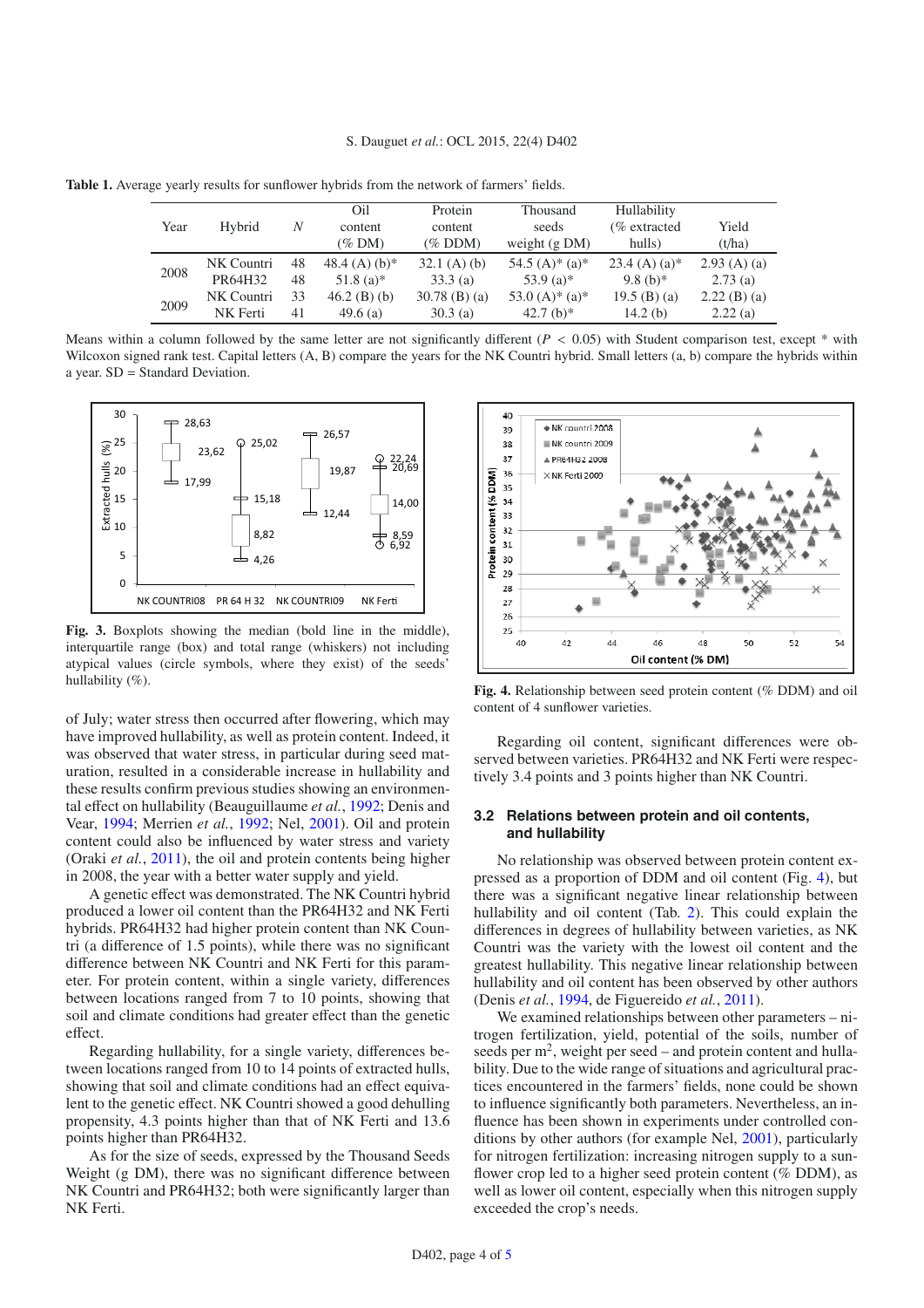**Table 1.** Average yearly results for sunflower hybrids from the network of farmers' fields.

| Year | Hybrid | $N$ | Oil content (% DM) | Protein content (% DDM) | Thousand seeds weight (g DM) | Hullability (% extracted hulls) | Yield (t/ha) |
|---|---|---|---|---|---|---|---|
| 2008 | NK Countri | 48 | 48.4 (A) (b)* | 32.1 (A) (b) | 54.5 (A)* (a)* | 23.4 (A) (a)* | 2.93 (A) (a) |
| | PR64H32 | 48 | 51.8 (a)* | 33.3 (a) | 53.9 (a)* | 9.8 (b)* | 2.73 (a) |
| 2009 | NK Countri | 33 | 46.2 (B) (b) | 30.78 (B) (a) | 53.0 (A)* (a)* | 19.5 (B) (a) | 2.22 (B) (a) |
| | NK Ferti | 41 | 49.6 (a) | 30.3 (a) | 42.7 (b)* | 14.2 (b) | 2.22 (a) |

Means within a column followed by the same letter are not significantly different ($P < 0.05$) with Student comparison test, except * with Wilcoxon signed rank test. Capital letters (A, B) compare the years for the NK Countri hybrid. Small letters (a, b) compare the hybrids within a year. SD = Standard Deviation.

**Fig. 3.** Boxplots showing the median (bold line in the middle), interquartile range (box) and total range (whiskers) not including atypical values (circle symbols, where they exist) of the seeds' hullability (%).

**Fig. 4.** Relationship between seed protein content (% DDM) and oil content of 4 sunflower varieties.

of July; water stress then occurred after flowering, which may have improved hullability, as well as protein content. Indeed, it was observed that water stress, in particular during seed maturation, resulted in a considerable increase in hullability and these results confirm previous studies showing an environmental effect on hullability (Beauguillaume *et al.*, 1992; Denis and Vear, 1994; Merrien *et al.*, 1992; Nel, 2001). Oil and protein content could also be influenced by water stress and variety (Oraki *et al.*, 2011), the oil and protein contents being higher in 2008, the year with a better water supply and yield.

A genetic effect was demonstrated. The NK Countri hybrid produced a lower oil content than the PR64H32 and NK Ferti hybrids. PR64H32 had higher protein content than NK Countri (a difference of 1.5 points), while there was no significant difference between NK Countri and NK Ferti for this parameter. For protein content, within a single variety, differences between locations ranged from 7 to 10 points, showing that soil and climate conditions had greater effect than the genetic effect.

Regarding hullability, for a single variety, differences between locations ranged from 10 to 14 points of extracted hulls, showing that soil and climate conditions had an effect equivalent to the genetic effect. NK Countri showed a good dehulling propensity, 4.3 points higher than that of NK Ferti and 13.6 points higher than PR64H32.

As for the size of seeds, expressed by the Thousand Seeds Weight (g DM), there was no significant difference between NK Countri and PR64H32; both were significantly larger than NK Ferti.

Regarding oil content, significant differences were observed between varieties. PR64H32 and NK Ferti were respectively 3.4 points and 3 points higher than NK Countri.

### 3.2 Relations between protein and oil contents, and hullability

No relationship was observed between protein content expressed as a proportion of DDM and oil content (Fig. 4), but there was a significant negative linear relationship between hullability and oil content (Tab. 2). This could explain the differences in degrees of hullability between varieties, as NK Countri was the variety with the lowest oil content and the greatest hullability. This negative linear relationship between hullability and oil content has been observed by other authors (Denis *et al.*, 1994, de Figuereido *et al.*, 2011).

We examined relationships between other parameters – nitrogen fertilization, yield, potential of the soils, number of seeds per $m^2$, weight per seed – and protein content and hullability. Due to the wide range of situations and agricultural practices encountered in the farmers' fields, none could be shown to influence significantly both parameters. Nevertheless, an influence has been shown in experiments under controlled conditions by other authors (for example Nel, 2001), particularly for nitrogen fertilization: increasing nitrogen supply to a sunflower crop led to a higher seed protein content (% DDM), as well as lower oil content, especially when this nitrogen supply exceeded the crop's needs.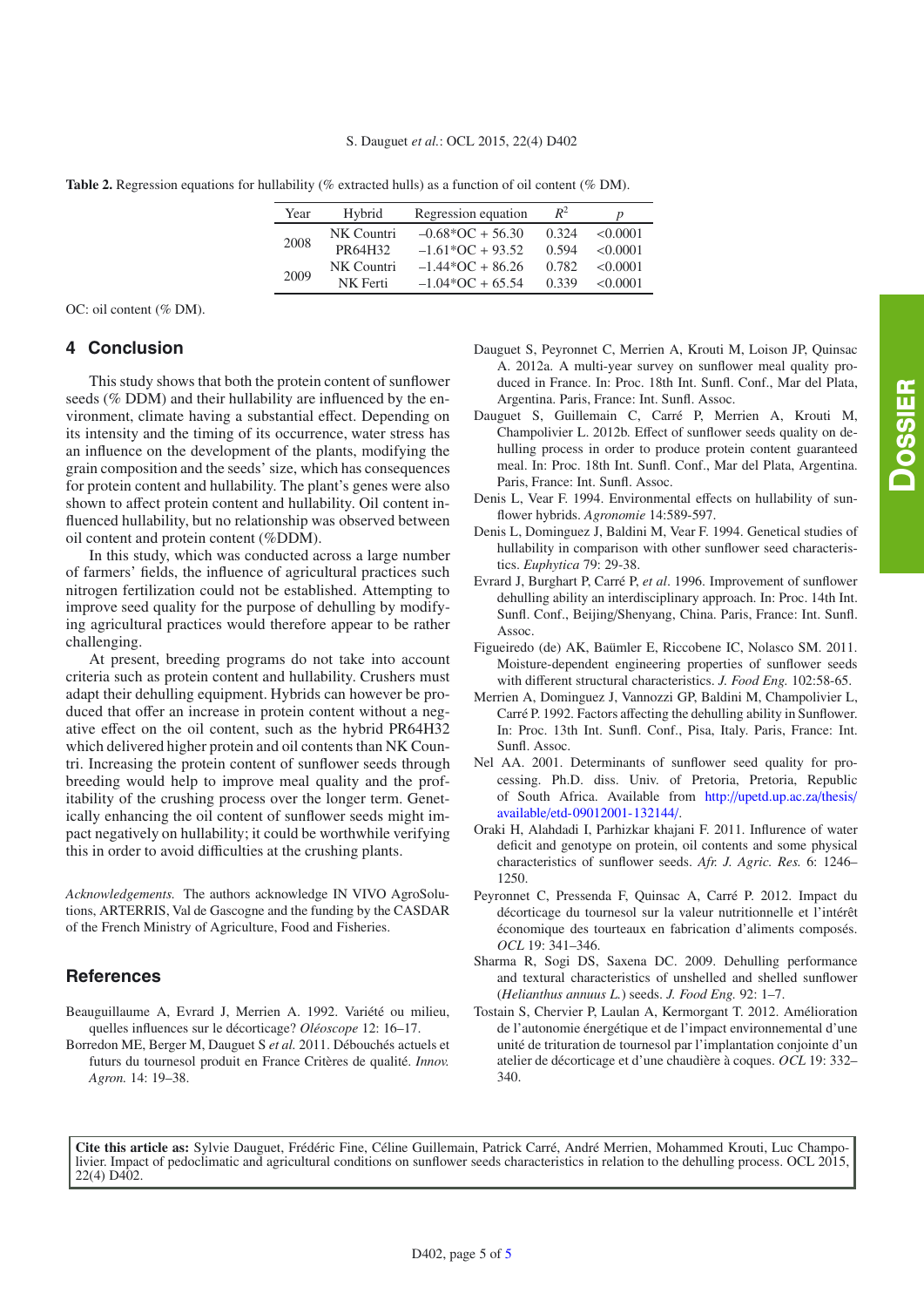**Table 2.** Regression equations for hullability (% extracted hulls) as a function of oil content (% DM).

| Year | Hybrid | Regression equation | $R^2$ | $p$ |
|---|---|---|---|---|
| 2008 | NK Countri | –0.68*OC + 56.30 | 0.324 | <0.0001 |
| | PR64H32 | −1.61*OC + 93.52 | 0.594 | <0.0001 |
| 2009 | NK Countri | −1.44*OC + 86.26 | 0.782 | <0.0001 |
| | NK Ferti | −1.04*OC + 65.54 | 0.339 | <0.0001 |

OC: oil content (% DM).

## 4 Conclusion

This study shows that both the protein content of sunflower seeds (% DDM) and their hullability are influenced by the environment, climate having a substantial effect. Depending on its intensity and the timing of its occurrence, water stress has an influence on the development of the plants, modifying the grain composition and the seeds' size, which has consequences for protein content and hullability. The plant's genes were also shown to affect protein content and hullability. Oil content influenced hullability, but no relationship was observed between oil content and protein content (%DDM).

In this study, which was conducted across a large number of farmers' fields, the influence of agricultural practices such nitrogen fertilization could not be established. Attempting to improve seed quality for the purpose of dehulling by modifying agricultural practices would therefore appear to be rather challenging.

At present, breeding programs do not take into account criteria such as protein content and hullability. Crushers must adapt their dehulling equipment. Hybrids can however be produced that offer an increase in protein content without a negative effect on the oil content, such as the hybrid PR64H32 which delivered higher protein and oil contents than NK Countri. Increasing the protein content of sunflower seeds through breeding would help to improve meal quality and the profitability of the crushing process over the longer term. Genetically enhancing the oil content of sunflower seeds might impact negatively on hullability; it could be worthwhile verifying this in order to avoid difficulties at the crushing plants.

*Acknowledgements.* The authors acknowledge IN VIVO AgroSolutions, ARTERRIS, Val de Gascogne and the funding by the CASDAR of the French Ministry of Agriculture, Food and Fisheries.

## References

Beauguillaume A, Evrard J, Merrien A. 1992. Variété ou milieu, quelles influences sur le décorticage? *Oléoscope* 12: 16–17.

Borredon ME, Berger M, Dauguet S *et al.* 2011. Débouchés actuels et futurs du tournesol produit en France Critères de qualité. *Innov. Agron.* 14: 19–38.

Dauguet S, Peyronnet C, Merrien A, Krouti M, Loison JP, Quinsac A. 2012a. A multi-year survey on sunflower meal quality produced in France. In: Proc. 18th Int. Sunfl. Conf., Mar del Plata, Argentina. Paris, France: Int. Sunfl. Assoc.

Dauguet S, Guillemain C, Carré P, Merrien A, Krouti M, Champolivier L. 2012b. Effect of sunflower seeds quality on dehulling process in order to produce protein content guaranteed meal. In: Proc. 18th Int. Sunfl. Conf., Mar del Plata, Argentina. Paris, France: Int. Sunfl. Assoc.

Denis L, Vear F. 1994. Environmental effects on hullability of sunflower hybrids. *Agronomie* 14:589-597.

Denis L, Dominguez J, Baldini M, Vear F. 1994. Genetical studies of hullability in comparison with other sunflower seed characteristics. *Euphytica* 79: 29-38.

Evrard J, Burghart P, Carré P, *et al*. 1996. Improvement of sunflower dehulling ability an interdisciplinary approach. In: Proc. 14th Int. Sunfl. Conf., Beijing/Shenyang, China. Paris, France: Int. Sunfl. Assoc.

Figueiredo (de) AK, Baümler E, Riccobene IC, Nolasco SM. 2011. Moisture-dependent engineering properties of sunflower seeds with different structural characteristics. *J. Food Eng.* 102:58-65.

Merrien A, Dominguez J, Vannozzi GP, Baldini M, Champolivier L, Carré P. 1992. Factors affecting the dehulling ability in Sunflower. In: Proc. 13th Int. Sunfl. Conf., Pisa, Italy. Paris, France: Int. Sunfl. Assoc.

Nel AA. 2001. Determinants of sunflower seed quality for processing. Ph.D. diss. Univ. of Pretoria, Pretoria, Republic of South Africa. Available from http://upetd.up.ac.za/thesis/available/etd-09012001-132144/.

Oraki H, Alahdadi I, Parhizkar khajani F. 2011. Influence of water deficit and genotype on protein, oil contents and some physical characteristics of sunflower seeds. *Afr. J. Agric. Res.* 6: 1246–1250.

Peyronnet C, Pressenda F, Quinsac A, Carré P. 2012. Impact du décorticage du tournesol sur la valeur nutritionnelle et l'intérêt économique des tourteaux en fabrication d'aliments composés. *OCL* 19: 341–346.

Sharma R, Sogi DS, Saxena DC. 2009. Dehulling performance and textural characteristics of unshelled and shelled sunflower (*Helianthus annuus L.*) seeds. *J. Food Eng.* 92: 1–7.

Tostain S, Chervier P, Laulan A, Kermorgant T. 2012. Amélioration de l'autonomie énergétique et de l'impact environnemental d'une unité de trituration de tournesol par l'implantation conjointe d'un atelier de décortiage et d'une chaudière à coques. *OCL* 19: 332–340.

**Cite this article as:** Sylvie Dauguet, Frédéric Fine, Céline Guillemain, Patrick Carré, André Merrien, Mohammed Krouti, Luc Champolivier. Impact of pedoclimatic and agricultural conditions on sunflower seeds characteristics in relation to the dehulling process. OCL 2015, 22(4) D402.